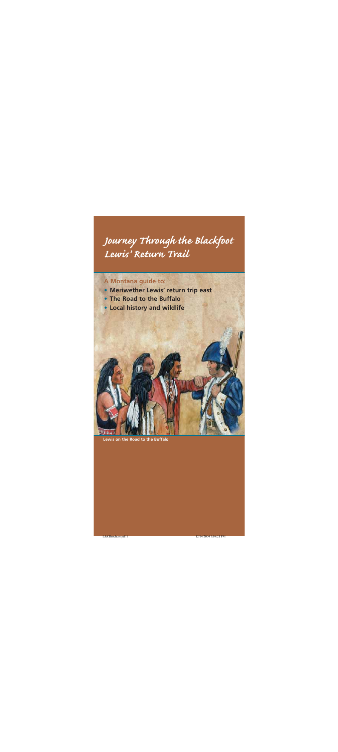# Journey Through the Blackfoot
## Lewis' Return Trail

**A Montana guide to:**

- **Meriwether Lewis' return trip east**
- **The Road to the Buffalo**
- **Local history and wildlife**

**Lewis on the Road to the Buffalo**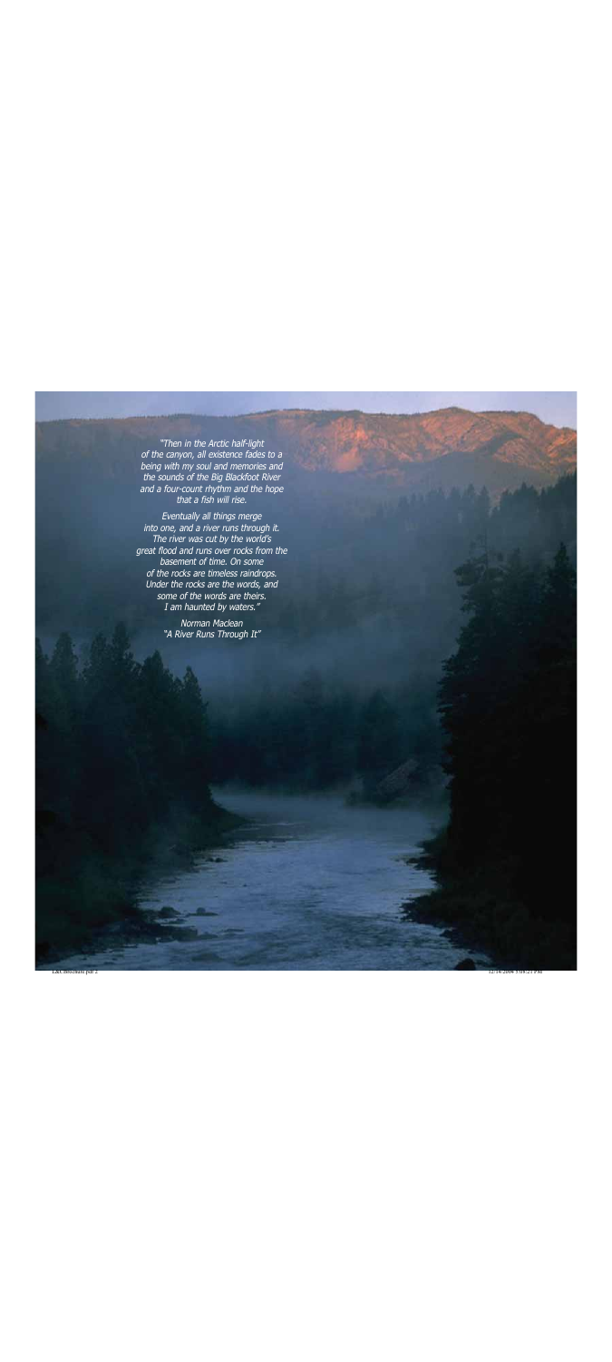*"Then in the Arctic half-light of the canyon, all existence fades to a being with my soul and memories and the sounds of the Big Blackfoot River and a four-count rhythm and the hope that a fish will rise.*

*Eventually all things merge into one, and a river runs through it. The river was cut by the world's great flood and runs over rocks from the basement of time. On some of the rocks are timeless raindrops. Under the rocks are the words, and some of the words are theirs. I am haunted by waters."*

*Norman Maclean*
*"A River Runs Through It"*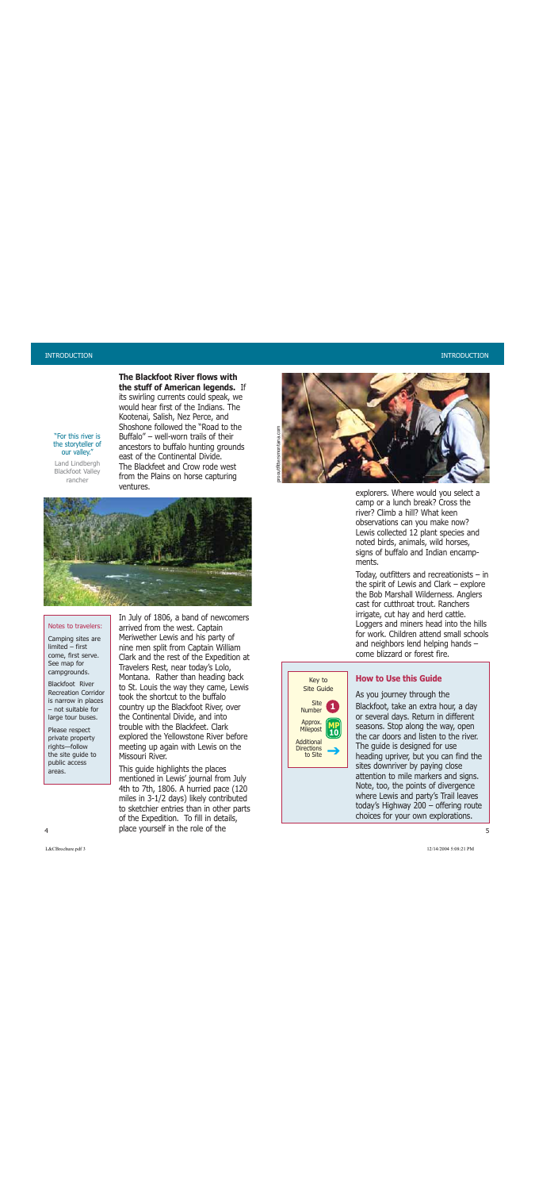**The Blackfoot River flows with the stuff of American legends.** If its swirling currents could speak, we would hear first of the Indians. The Kootenai, Salish, Nez Perce, and Shoshone followed the "Road to the Buffalo" – well-worn trails of their ancestors to buffalo hunting grounds east of the Continental Divide. The Blackfeet and Crow rode west from the Plains on horse capturing ventures.

"For this river is the storyteller of our valley."

Land Lindbergh
Blackfoot Valley rancher

In July of 1806, a band of newcomers arrived from the west. Captain Meriwether Lewis and his party of nine men split from Captain William Clark and the rest of the Expedition at Travelers Rest, near today's Lolo, Montana. Rather than heading back to St. Louis the way they came, Lewis took the shortcut to the buffalo country up the Blackfoot River, over the Continental Divide, and into trouble with the Blackfeet. Clark explored the Yellowstone River before meeting up again with Lewis on the Missouri River.

This guide highlights the places mentioned in Lewis' journal from July 4th to 7th, 1806. A hurried pace (120 miles in 3-1/2 days) likely contributed to sketchier entries than in other parts of the Expedition. To fill in details, place yourself in the role of the explorers. Where would you select a camp or a lunch break? Cross the river? Climb a hill? What keen observations can you make now? Lewis collected 12 plant species and noted birds, animals, wild horses, signs of buffalo and Indian encampments.

Today, outfitters and recreationists – in the spirit of Lewis and Clark – explore the Bob Marshall Wilderness. Anglers cast for cutthroat trout. Ranchers irrigate, cut hay and herd cattle. Loggers and miners head into the hills for work. Children attend small schools and neighbors lend helping hands – come blizzard or forest fire.

**Notes to travelers:**

Camping sites are limited – first come, first serve. See map for campgrounds.

Blackfoot River Recreation Corridor is narrow in places – not suitable for large tour buses.

Please respect private property rights—follow the site guide to public access areas.

**Key to Site Guide**

- Site Number: 1
- Approx. Milepost: MP 10
- Additional Directions to Site: →

## How to Use this Guide

As you journey through the Blackfoot, take an extra hour, a day or several days. Return in different seasons. Stop along the way, open the car doors and listen to the river. The guide is designed for use heading upriver, but you can find the sites downriver by paying close attention to mile markers and signs. Note, too, the points of divergence where Lewis and party's Trail leaves today's Highway 200 – offering route choices for your own explorations.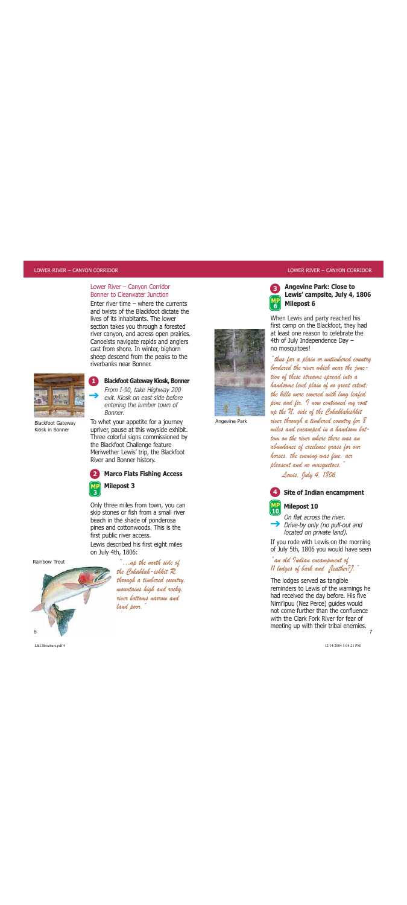## Lower River – Canyon Corridor
### Bonner to Clearwater Junction

Enter river time – where the currents and twists of the Blackfoot dictate the lives of its inhabitants. The lower section takes you through a forested river canyon, and across open prairies. Canoeists navigate rapids and anglers cast from shore. In winter, bighorn sheep descend from the peaks to the riverbanks near Bonner.

Blackfoot Gateway Kiosk in Bonner

### 1 Blackfoot Gateway Kiosk, Bonner

➔ *From I-90, take Highway 200 exit. Kiosk on east side before entering the lumber town of Bonner.*

To whet your appetite for a journey upriver, pause at this wayside exhibit. Three colorful signs commissioned by the Blackfoot Challenge feature Meriwether Lewis' trip, the Blackfoot River and Bonner history.

### 2 Marco Flats Fishing Access
**MP 3 Milepost 3**

Only three miles from town, you can skip stones or fish from a small river beach in the shade of ponderosa pines and cottonwoods. This is the first public river access.

Lewis described his first eight miles on July 4th, 1806:

Rainbow Trout

*"…up the north side of the Cokahlah-ishkit R. through a timbered country, mountains high and rocky, river bottoms narrow and land poor."*

Angevine Park

### 3 Angevine Park: Close to Lewis' campsite, July 4, 1806
**MP 6 Milepost 6**

When Lewis and party reached his first camp on the Blackfoot, they had at least one reason to celebrate the 4th of July Independence Day – no mosquitoes!

*"thus far a plain or untimbered country bordered the river which near the junction of these streams spread into a handsome level plain of no great extent; the hills were covered with long leafed pine and fir. I now continued my rout up the N. side of the Cokahlahishkit river through a timbered country for 8 miles and encamped in a handsom bottom on the river where there was an abundance of excelent grass for our horses. the evening was fine, air pleasent and no musquetoes."*

*Lewis, July 4, 1806*

### 4 Site of Indian encampment
**MP 10 Milepost 10**

*On flat across the river.*

➔ *Drive-by only (no pull-out and located on private land).*

If you rode with Lewis on the morning of July 5th, 1806 you would have seen

*"an old Indian encampment of 11 lodges of bark and [leather?]."*

The lodges served as tangible reminders to Lewis of the warnings he had received the day before. His five Nimí'ipuu (Nez Perce) guides would not come further than the confluence with the Clark Fork River for fear of meeting up with their tribal enemies.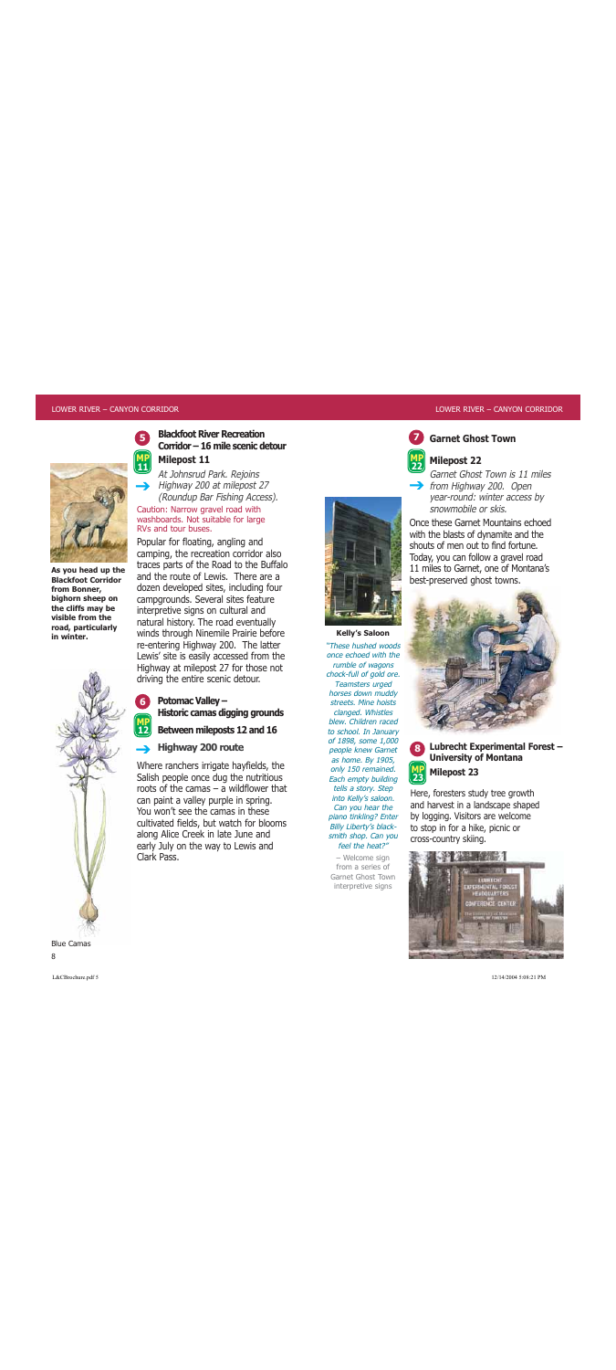**As you head up the Blackfoot Corridor from Bonner, bighorn sheep on the cliffs may be visible from the road, particularly in winter.**

Blue Camas

## 5 Blackfoot River Recreation Corridor – 16 mile scenic detour

### MP 11 Milepost 11

→ *At Johnsrud Park. Rejoins Highway 200 at milepost 27 (Roundup Bar Fishing Access).*

Caution: Narrow gravel road with washboards. Not suitable for large RVs and tour buses.

Popular for floating, angling and camping, the recreation corridor also traces parts of the Road to the Buffalo and the route of Lewis. There are a dozen developed sites, including four campgrounds. Several sites feature interpretive signs on cultural and natural history. The road eventually winds through Ninemile Prairie before re-entering Highway 200. The latter Lewis' site is easily accessed from the Highway at milepost 27 for those not driving the entire scenic detour.

## 6 Potomac Valley – Historic camas digging grounds

### MP 12 Between mileposts 12 and 16

→ **Highway 200 route**

Where ranchers irrigate hayfields, the Salish people once dug the nutritious roots of the camas – a wildflower that can paint a valley purple in spring. You won't see the camas in these cultivated fields, but watch for blooms along Alice Creek in late June and early July on the way to Lewis and Clark Pass.

**Kelly's Saloon**

*"These hushed woods once echoed with the rumble of wagons chock-full of gold ore. Teamsters urged horses down muddy streets. Mine hoists clanged. Whistles blew. Children raced to school. In January of 1898, some 1,000 people knew Garnet as home. By 1905, only 150 remained. Each empty building tells a story. Step into Kelly's saloon. Can you hear the piano tinkling? Enter Billy Liberty's blacksmith shop. Can you feel the heat?"*

– Welcome sign from a series of Garnet Ghost Town interpretive signs

## 7 Garnet Ghost Town

### MP 22 Milepost 22

→ *Garnet Ghost Town is 11 miles from Highway 200. Open year-round; winter access by snowmobile or skis.*

Once these Garnet Mountains echoed with the blasts of dynamite and the shouts of men out to find fortune. Today, you can follow a gravel road 11 miles to Garnet, one of Montana's best-preserved ghost towns.

## 8 Lubrecht Experimental Forest – University of Montana

### MP 23 Milepost 23

Here, foresters study tree growth and harvest in a landscape shaped by logging. Visitors are welcome to stop in for a hike, picnic or cross-country skiing.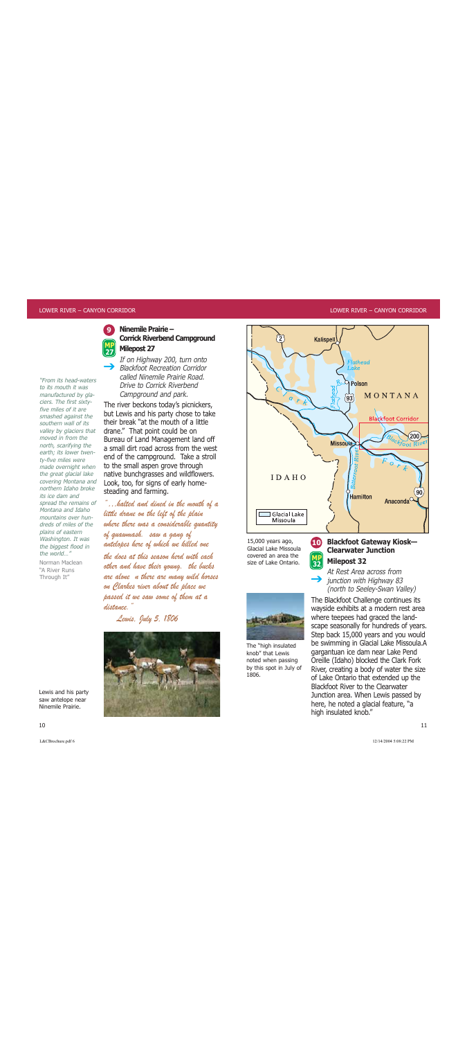*"From its head-waters to its mouth it was manufactured by glaciers. The first sixty-five miles of it are smashed against the southern wall of its valley by glaciers that moved in from the north, scarifying the earth; its lower twenty-five miles were made overnight when the great glacial lake covering Montana and northern Idaho broke its ice dam and spread the remains of Montana and Idaho mountains over hundreds of miles of the plains of eastern Washington. It was the biggest flood in the world..."*

Norman Maclean
"A River Runs Through It"

## 9 Ninemile Prairie – Corrick Riverbend Campground Milepost 27

→ *If on Highway 200, turn onto Blackfoot Recreation Corridor called Ninemile Prairie Road. Drive to Corrick Riverbend Campground and park.*

The river beckons today's picnickers, but Lewis and his party chose to take their break "at the mouth of a little drane." That point could be on Bureau of Land Management land off a small dirt road across from the west end of the campground. Take a stroll to the small aspen grove through native bunchgrasses and wildflowers. Look, too, for signs of early homesteading and farming.

*"...halted and dined in the mouth of a little drane on the left of the plain where there was a considerable quantity of quawmash. saw a gang of antelopes here of which we killed one the does at this season herd with each other and have their young. the bucks are alone n there are many wild horses on Clarkes river about the place we passed it we saw some of them at a distance."*

*Lewis, July 5, 1806*

Lewis and his party saw antelope near Ninemile Prairie.

15,000 years ago, Glacial Lake Missoula covered an area the size of Lake Ontario.

The "high insulated knob" that Lewis noted when passing by this spot in July of 1806.

## 10 Blackfoot Gateway Kiosk— Clearwater Junction Milepost 32

→ *At Rest Area across from junction with Highway 83 (north to Seeley-Swan Valley)*

The Blackfoot Challenge continues its wayside exhibits at a modern rest area where teepees had graced the landscape seasonally for hundreds of years. Step back 15,000 years and you would be swimming in Glacial Lake Missoula.A gargantuan ice dam near Lake Pend Oreille (Idaho) blocked the Clark Fork River, creating a body of water the size of Lake Ontario that extended up the Blackfoot River to the Clearwater Junction area. When Lewis passed by here, he noted a glacial feature, "a high insulated knob."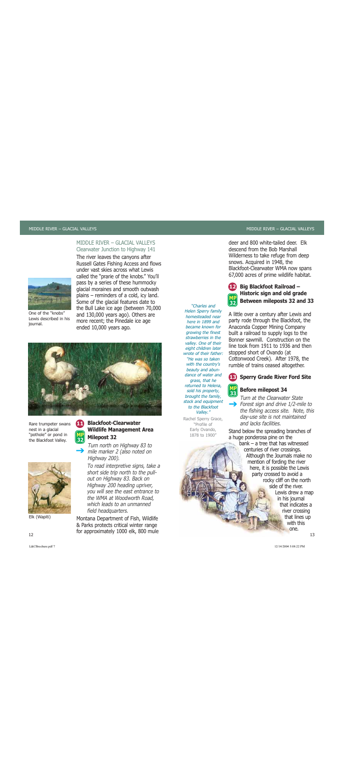## MIDDLE RIVER – GLACIAL VALLEYS

Clearwater Junction to Highway 141

The river leaves the canyons after Russell Gates Fishing Access and flows under vast skies across what Lewis called the "prarie of the knobs." You'll pass by a series of these hummocky glacial moraines and smooth outwash plains – reminders of a cold, icy land. Some of the glacial features date to the Bull Lake ice age (between 70,000 and 130,000 years ago). Others are more recent; the Pinedale ice age ended 10,000 years ago.

One of the "knobs" Lewis described in his journal.

Rare trumpeter swans nest in a glacial "pothole" or pond in the Blackfoot Valley.

Elk (Wapiti)

### 11 Blackfoot-Clearwater Wildlife Management Area — MP 32 — Milepost 32

→ *Turn north on Highway 83 to mile marker 2 (also noted on Highway 200).*

*To read interpretive signs, take a short side trip north to the pull-out on Highway 83. Back on Highway 200 heading upriver, you will see the east entrance to the WMA at Woodworth Road, which leads to an unmanned field headquarters.*

Montana Department of Fish, Wildlife & Parks protects critical winter range for approximately 1000 elk, 800 mule deer and 800 white-tailed deer. Elk descend from the Bob Marshall Wilderness to take refuge from deep snows. Acquired in 1948, the Blackfoot-Clearwater WMA now spans 67,000 acres of prime wildlife habitat.

*"Charles and Helen Sperry family homesteaded near here in 1899 and became known for growing the finest strawberries in the valley. One of their eight children later wrote of their father: "He was so taken with the country's beauty and abundance of water and grass, that he returned to Helena, sold his property, brought the family, stock and equipment to the Blackfoot Valley."*

Rachel Sperry Grace, "Profile of Early Ovando, 1878 to 1900"

### 12 Big Blackfoot Railroad – Historic sign and old grade — MP 32 — Between mileposts 32 and 33

A little over a century after Lewis and party rode through the Blackfoot, the Anaconda Copper Mining Company built a railroad to supply logs to the Bonner sawmill. Construction on the line took from 1911 to 1936 and then stopped short of Ovando (at Cottonwood Creek). After 1978, the rumble of trains ceased altogether.

### 13 Sperry Grade River Ford Site — MP 33 — Before milepost 34

→ *Turn at the Clearwater State Forest sign and drive 1/2-mile to the fishing access site. Note, this day-use site is not maintained and lacks facilities.*

Stand below the spreading branches of a huge ponderosa pine on the bank – a tree that has witnessed centuries of river crossings. Although the Journals make no mention of fording the river here, it is possible the Lewis party crossed to avoid a rocky cliff on the north side of the river. Lewis drew a map in his journal that indicates a river crossing that lines up with this one.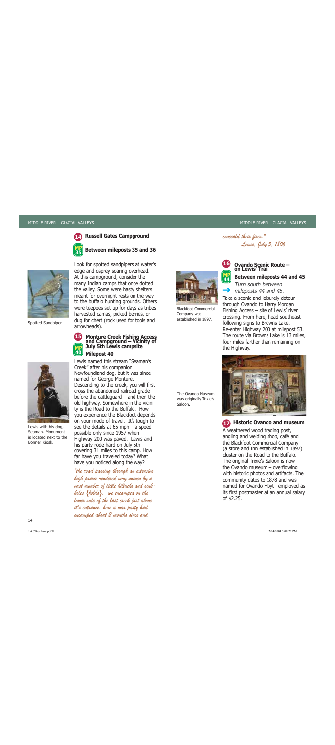## 14 Russell Gates Campground

### MP 35 Between mileposts 35 and 36

Look for spotted sandpipers at water's edge and osprey soaring overhead. At this campground, consider the many Indian camps that once dotted the valley. Some were hasty shelters meant for overnight rests on the way to the buffalo hunting grounds. Others were teepees set up for days as tribes harvested camas, picked berries, or dug for chert (rock used for tools and arrowheads).

Spotted Sandpiper

## 15 Monture Creek Fishing Access and Campground – Vicinity of July 5th Lewis campsite

### MP 40 Milepost 40

Lewis named this stream "Seaman's Creek" after his companion Newfoundland dog, but it was since named for George Monture. Descending to the creek, you will first cross the abandoned railroad grade – before the cattleguard – and then the old highway. Somewhere in the vicinity is the Road to the Buffalo. How you experience the Blackfoot depends on your mode of travel. It's tough to see the details at 65 mph – a speed possible only since 1957 when Highway 200 was paved. Lewis and his party rode hard on July 5th – covering 31 miles to this camp. How far have you traveled today? What have you noticed along the way?

Lewis with his dog, Seaman. Monument is located next to the Bonner Kiosk.

*"the road passing through an extensive high prarie rendered very uneven by a vast number of little hillucks and sink-holes [holds]. we encamped on the lower side of the last creek just above it's entrance. here a war party had encamped about 2 months since and conceald their fires."*
*Lewis, July 5, 1806*

## 16 Ovando Scenic Route – on Lewis' Trail

### MP 44 Between mileposts 44 and 45

→ *Turn south between mileposts 44 and 45.*

Take a scenic and leisurely detour through Ovando to Harry Morgan Fishing Access – site of Lewis' river crossing. From here, head southeast following signs to Browns Lake. Re-enter Highway 200 at milepost 53. The route via Browns Lake is 13 miles, four miles farther than remaining on the Highway.

Blackfoot Commercial Company was established in 1897.

The Ovando Museum was originally Trixie's Saloon.

## 17 Historic Ovando and museum

A weathered wood trading post, angling and welding shop, café and the Blackfoot Commercial Company (a store and Inn established in 1897) cluster on the Road to the Buffalo. The original Trixie's Saloon is now the Ovando museum – overflowing with historic photos and artifacts. The community dates to 1878 and was named for Ovando Hoyt—employed as its first postmaster at an annual salary of $2.25.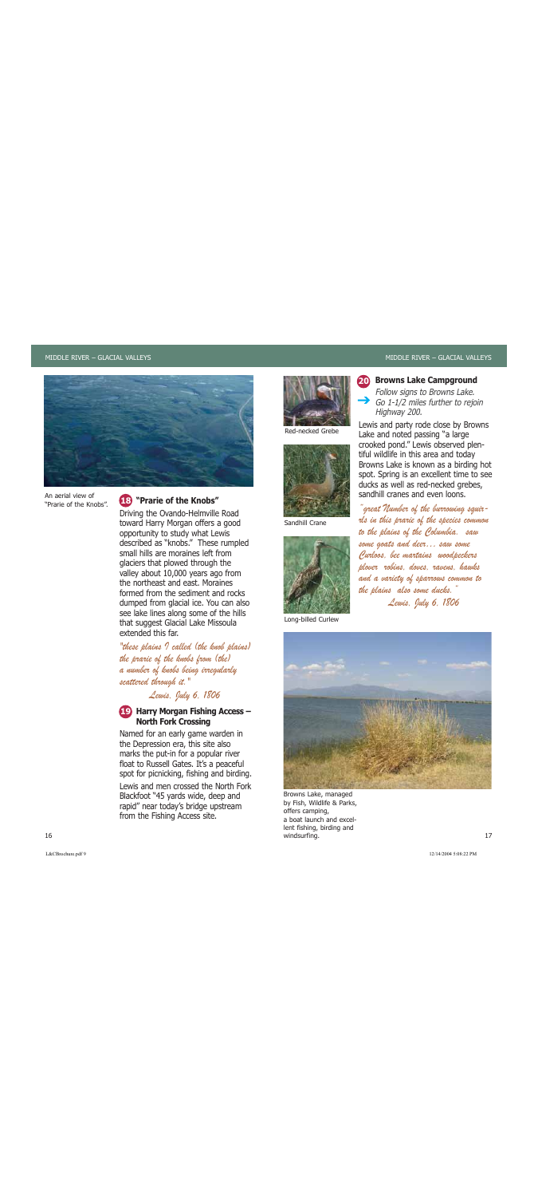An aerial view of "Prarie of the Knobs".

## 18 "Prarie of the Knobs"

Driving the Ovando-Helmville Road toward Harry Morgan offers a good opportunity to study what Lewis described as "knobs." These rumpled small hills are moraines left from glaciers that plowed through the valley about 10,000 years ago from the northeast and east. Moraines formed from the sediment and rocks dumped from glacial ice. You can also see lake lines along some of the hills that suggest Glacial Lake Missoula extended this far.

*"these plains I called (the knob plains) the prarie of the knobs from (the) a number of knobs being irregularly scattered through it."*

*Lewis, July 6, 1806*

## 19 Harry Morgan Fishing Access – North Fork Crossing

Named for an early game warden in the Depression era, this site also marks the put-in for a popular river float to Russell Gates. It's a peaceful spot for picnicking, fishing and birding.

Lewis and men crossed the North Fork Blackfoot "45 yards wide, deep and rapid" near today's bridge upstream from the Fishing Access site.

Red-necked Grebe

Sandhill Crane

Long-billed Curlew

## 20 Browns Lake Campground

→ *Follow signs to Browns Lake. Go 1-1/2 miles further to rejoin Highway 200.*

Lewis and party rode close by Browns Lake and noted passing "a large crooked pond." Lewis observed plentiful wildlife in this area and today Browns Lake is known as a birding hot spot. Spring is an excellent time to see ducks as well as red-necked grebes, sandhill cranes and even loons.

*"great Number of the burrowing squirrls in this prarie of the species common to the plains of the Columbia. saw some goats and deer… saw some Curloos, bee martains woodpeckers plover robins, doves, ravens, hawks and a variety of sparrows common to the plains also some ducks."*

*Lewis, July 6, 1806*

Browns Lake, managed by Fish, Wildlife & Parks, offers camping, a boat launch and excellent fishing, birding and windsurfing.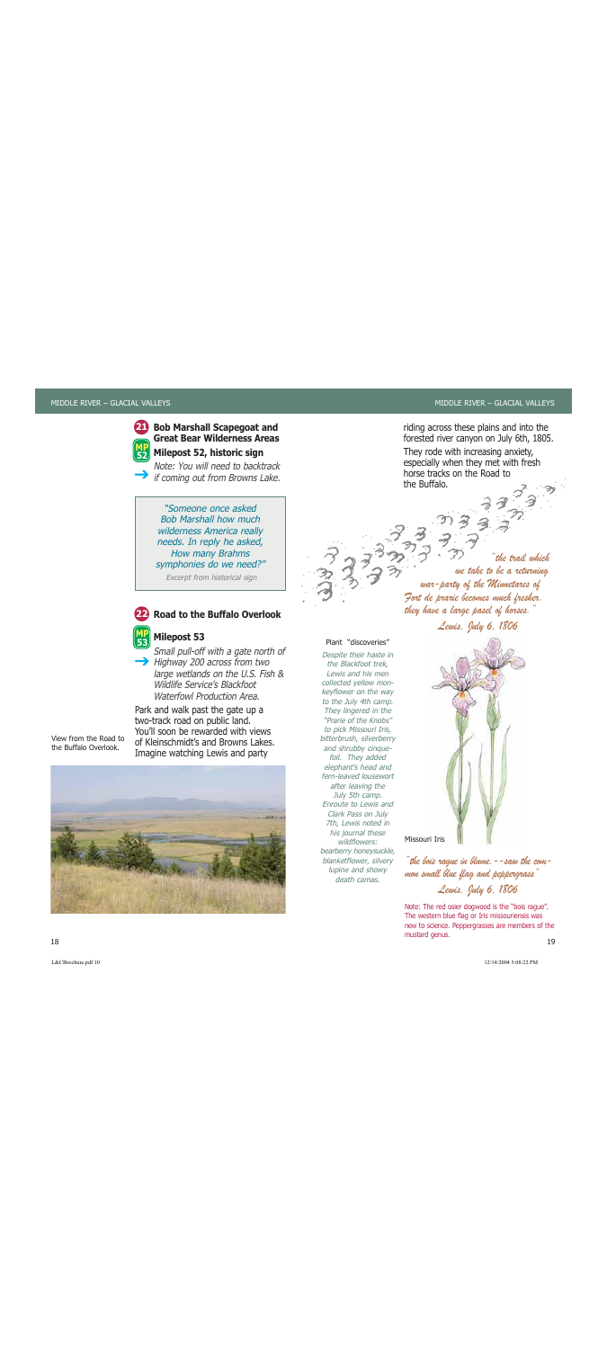## 21 Bob Marshall Scapegoat and Great Bear Wilderness Areas

### MP 52 Milepost 52, historic sign

→ *Note: You will need to backtrack if coming out from Browns Lake.*

> *"Someone once asked Bob Marshall how much wilderness America really needs. In reply he asked, How many Brahms symphonies do we need?"*
>
> *Excerpt from historical sign*

## 22 Road to the Buffalo Overlook

### MP 53 Milepost 53

→ *Small pull-off with a gate north of Highway 200 across from two large wetlands on the U.S. Fish & Wildlife Service's Blackfoot Waterfowl Production Area.*

Park and walk past the gate up a two-track road on public land. You'll soon be rewarded with views of Kleinschmidt's and Browns Lakes. Imagine watching Lewis and party riding across these plains and into the forested river canyon on July 6th, 1805. They rode with increasing anxiety, especially when they met with fresh horse tracks on the Road to the Buffalo.

View from the Road to the Buffalo Overlook.

> *"the trail which we take to be a returning war-party of the Minnetares of Fort de prarie becomes much fresher. they have a large pasel of horses."*
>
> *Lewis, July 6, 1806*

**Plant "discoveries"**

*Despite their haste in the Blackfoot trek, Lewis and his men collected yellow monkeyflower on the way to the July 4th camp. They lingered in the "Prarie of the Knobs" to pick Missouri Iris, bitterbrush, silverberry and shrubby cinquefoil. They added elephant's head and fern-leaved lousewort after leaving the July 5th camp. Enroute to Lewis and Clark Pass on July 7th, Lewis noted in his journal these wildflowers: bearberry honeysuckle, blanketflower, silvery lupine and showy death camas.*

Missouri Iris

> *"the bois rague in blume.--saw the common small blue flag and peppergrass"*
>
> *Lewis, July 6, 1806*

Note: The red osier dogwood is the "bois rague". The western blue flag or Iris missouriensis was new to science. Peppergrasses are members of the mustard genus.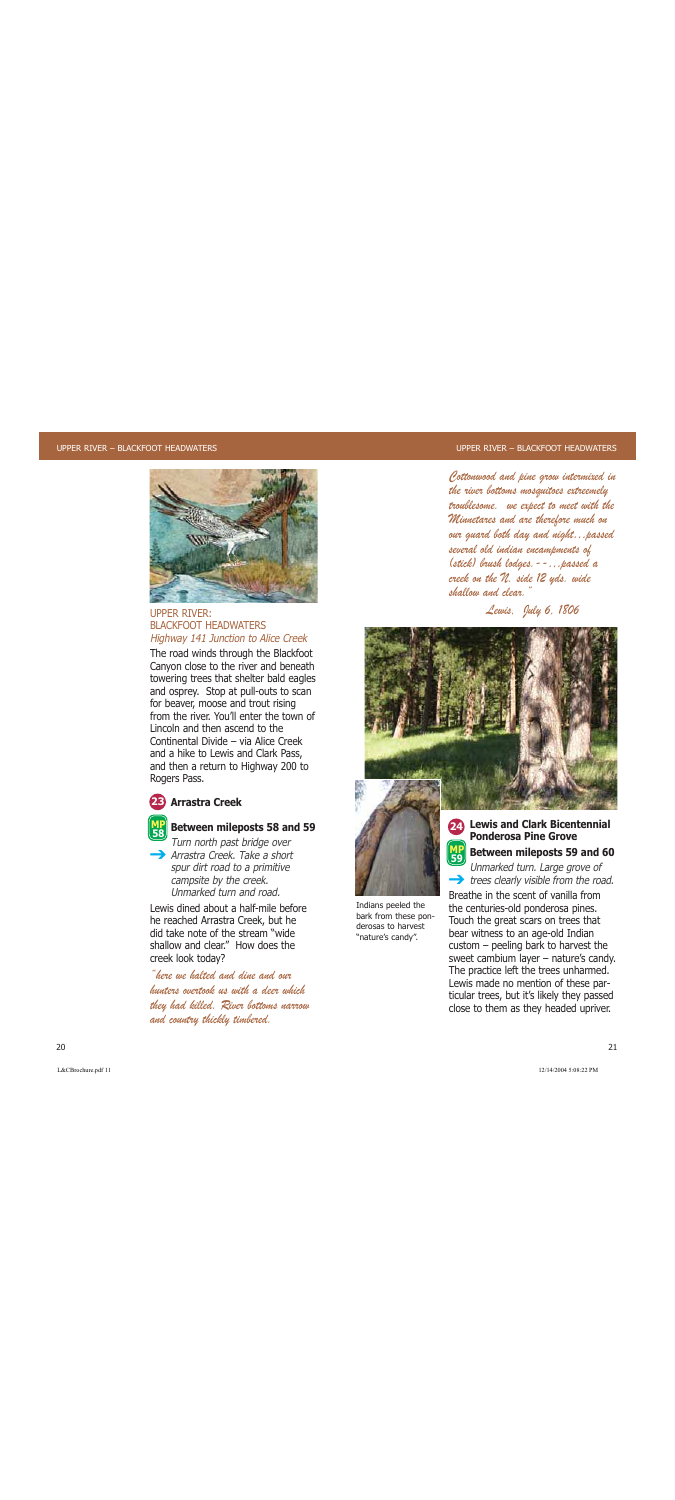## UPPER RIVER: BLACKFOOT HEADWATERS

*Highway 141 Junction to Alice Creek*

The road winds through the Blackfoot Canyon close to the river and beneath towering trees that shelter bald eagles and osprey. Stop at pull-outs to scan for beaver, moose and trout rising from the river. You'll enter the town of Lincoln and then ascend to the Continental Divide – via Alice Creek and a hike to Lewis and Clark Pass, and then a return to Highway 200 to Rogers Pass.

### 23 Arrastra Creek

**MP 58 Between mileposts 58 and 59**

→ *Turn north past bridge over Arrastra Creek. Take a short spur dirt road to a primitive campsite by the creek. Unmarked turn and road.*

Lewis dined about a half-mile before he reached Arrastra Creek, but he did take note of the stream "wide shallow and clear." How does the creek look today?

*"here we halted and dine and our hunters overtook us with a deer which they had killed. River bottoms narrow and country thickly timbered.*

*Cottonwood and pine grow intermixed in the river bottoms mosquitoes extreemely troublesome. we expect to meet with the Minnetares and are therefore much on our guard both day and night…passed several old indian encampments of (stick) brush lodges.--…passed a creek on the N. side 12 yds. wide shallow and clear."*

*Lewis, July 6, 1806*

Indians peeled the bark from these ponderosas to harvest "nature's candy".

### 24 Lewis and Clark Bicentennial Ponderosa Pine Grove

**MP 59 Between mileposts 59 and 60**

→ *Unmarked turn. Large grove of trees clearly visible from the road.*

Breathe in the scent of vanilla from the centuries-old ponderosa pines. Touch the great scars on trees that bear witness to an age-old Indian custom – peeling bark to harvest the sweet cambium layer – nature's candy. The practice left the trees unharmed. Lewis made no mention of these particular trees, but it's likely they passed close to them as they headed upriver.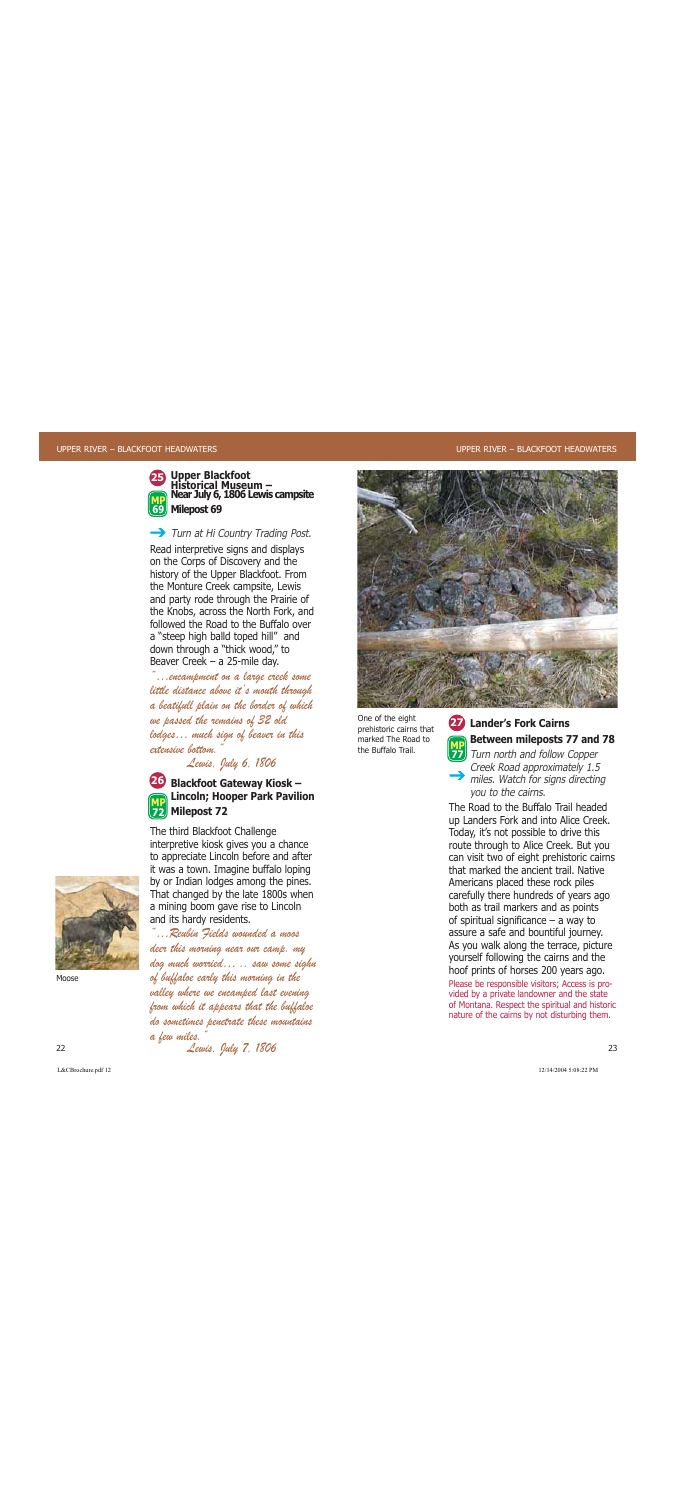## 25 Upper Blackfoot Historical Museum – Near July 6, 1806 Lewis campsite

**MP 69 Milepost 69**

→ *Turn at Hi Country Trading Post.*

Read interpretive signs and displays on the Corps of Discovery and the history of the Upper Blackfoot. From the Monture Creek campsite, Lewis and party rode through the Prairie of the Knobs, across the North Fork, and followed the Road to the Buffalo over a "steep high balld toped hill" and down through a "thick wood," to Beaver Creek – a 25-mile day.

*"...encampment on a large creek some little distance above it's mouth through a beatifull plain on the border of which we passed the remains of 32 old lodges... much sign of beaver in this extensive bottom."*

*Lewis, July 6, 1806*

## 26 Blackfoot Gateway Kiosk – Lincoln; Hooper Park Pavilion

**MP 72 Milepost 72**

The third Blackfoot Challenge interpretive kiosk gives you a chance to appreciate Lincoln before and after it was a town. Imagine buffalo loping by or Indian lodges among the pines. That changed by the late 1800s when a mining boom gave rise to Lincoln and its hardy residents.

*"...Reubin Fields wounded a moos deer this morning near our camp. my dog much worried... ... saw some sighn of buffaloe early this morning in the valley where we encamped last evening from which it appears that the buffaloe do sometimes penetrate these mountains a few miles."*

*Lewis, July 7, 1806*

Moose

One of the eight prehistoric cairns that marked The Road to the Buffalo Trail.

## 27 Lander's Fork Cairns

**MP 77 Between mileposts 77 and 78**

→ *Turn north and follow Copper Creek Road approximately 1.5 miles. Watch for signs directing you to the cairns.*

The Road to the Buffalo Trail headed up Landers Fork and into Alice Creek. Today, it's not possible to drive this route through to Alice Creek. But you can visit two of eight prehistoric cairns that marked the ancient trail. Native Americans placed these rock piles carefully there hundreds of years ago both as trail markers and as points of spiritual significance – a way to assure a safe and bountiful journey. As you walk along the terrace, picture yourself following the cairns and the hoof prints of horses 200 years ago.

Please be responsible visitors; Access is provided by a private landowner and the state of Montana. Respect the spiritual and historic nature of the cairns by not disturbing them.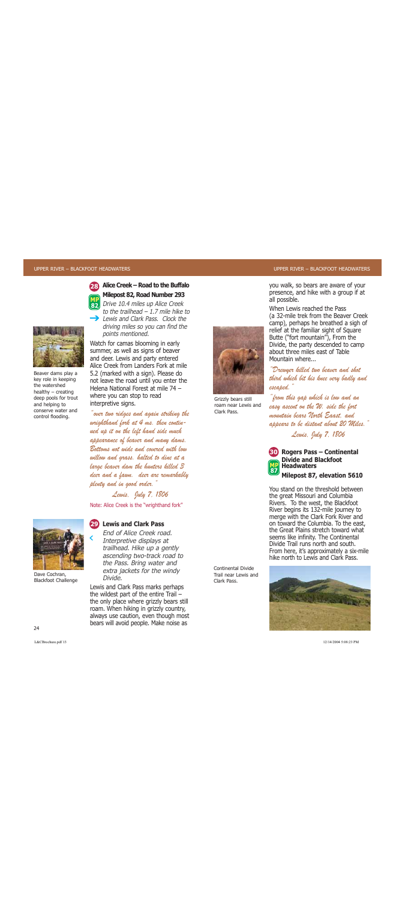## 28 Alice Creek – Road to the Buffalo

**MP 82 — Milepost 82, Road Number 293**

*Drive 10.4 miles up Alice Creek to the trailhead – 1.7 mile hike to Lewis and Clark Pass. Clock the driving miles so you can find the points mentioned.*

Beaver dams play a key role in keeping the watershed healthy – creating deep pools for trout and helping to conserve water and control flooding.

Watch for camas blooming in early summer, as well as signs of beaver and deer. Lewis and party entered Alice Creek from Landers Fork at mile 5.2 (marked with a sign). Please do not leave the road until you enter the Helena National Forest at mile 74 – where you can stop to read interpretive signs.

*"over two ridges and again striking the wrighthand fork at 4 ms. then continued up it on the left hand side much appearance of beaver and many dams. Bottoms not wide and covered with low willow and grass. halted to dine at a large beaver dam the hunters killed 3 deer and a fawn. deer are remarkably plenty and in good order."*

*Lewis, July 7, 1806*

Note: Alice Creek is the "wrighthand fork"

## 29 Lewis and Clark Pass

*End of Alice Creek road. Interpretive displays at trailhead. Hike up a gently ascending two-track road to the Pass. Bring water and extra jackets for the windy Divide.*

Dave Cochran, Blackfoot Challenge

Lewis and Clark Pass marks perhaps the wildest part of the entire Trail – the only place where grizzly bears still roam. When hiking in grizzly country, always use caution, even though most bears will avoid people. Make noise as you walk, so bears are aware of your presence, and hike with a group if at all possible.

Grizzly bears still roam near Lewis and Clark Pass.

When Lewis reached the Pass (a 32-mile trek from the Beaver Creek camp), perhaps he breathed a sigh of relief at the familiar sight of Square Butte ("fort mountain"), From the Divide, the party descended to camp about three miles east of Table Mountain where...

*"Drewyer killed two beaver and shot third which bit his knee very badly and escaped."*

*"from this gap which is low and an easy ascent on the W. side the fort mountain bears North Eaast. and appears to be distant about 20 Miles."*

*Lewis, July 7, 1806*

## 30 Rogers Pass – Continental Divide and Blackfoot Headwaters

**MP 87 — Milepost 87, elevation 5610**

You stand on the threshold between the great Missouri and Columbia Rivers. To the west, the Blackfoot River begins its 132-mile journey to merge with the Clark Fork River and on toward the Columbia. To the east, the Great Plains stretch toward what seems like infinity. The Continental Divide Trail runs north and south. From here, it's approximately a six-mile hike north to Lewis and Clark Pass.

Continental Divide Trail near Lewis and Clark Pass.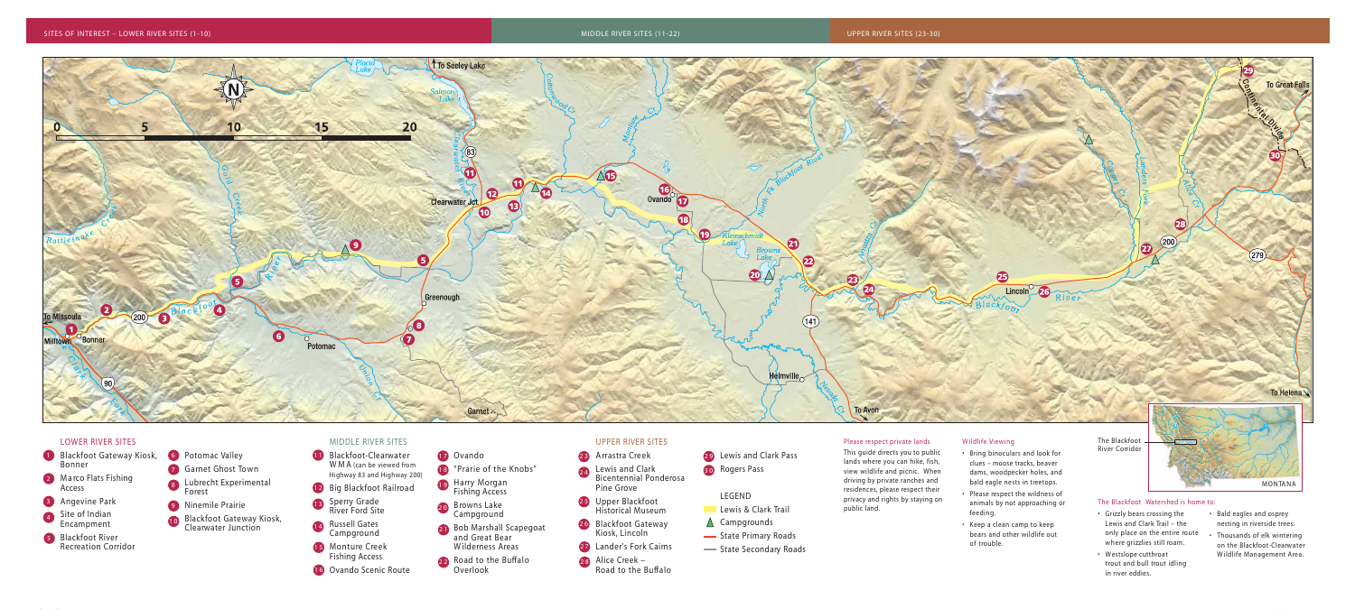SITES OF INTEREST – LOWER RIVER SITES (1-10) | MIDDLE RIVER SITES (11-22) | UPPER RIVER SITES (23-30)

## LOWER RIVER SITES

1. Blackfoot Gateway Kiosk, Bonner
2. Marco Flats Fishing Access
3. Angevine Park
4. Site of Indian Encampment
5. Blackfoot River Recreation Corridor
6. Potomac Valley
7. Garnet Ghost Town
8. Lubrecht Experimental Forest
9. Ninemile Prairie
10. Blackfoot Gateway Kiosk, Clearwater Junction

## MIDDLE RIVER SITES

11. Blackfoot-Clearwater WMA (can be viewed from Highway 83 and Highway 200)
12. Big Blackfoot Railroad
13. Sperry Grade River Ford Site
14. Russell Gates Campground
15. Monture Creek Fishing Access
16. Ovando Scenic Route
17. Ovando
18. "Prarie of the Knobs"
19. Harry Morgan Fishing Access
20. Browns Lake Campground
21. Bob Marshall Scapegoat and Great Bear Wilderness Areas
22. Road to the Buffalo Overlook

## UPPER RIVER SITES

23. Arrastra Creek
24. Lewis and Clark Bicentennial Ponderosa Pine Grove
25. Upper Blackfoot Historical Museum
26. Blackfoot Gateway Kiosk, Lincoln
27. Lander's Fork Cairns
28. Alice Creek – Road to the Buffalo
29. Lewis and Clark Pass
30. Rogers Pass

### LEGEND

- Lewis & Clark Trail
- Campgrounds
- State Primary Roads
- State Secondary Roads

### Please respect private lands

This guide directs you to public lands where you can hike, fish, view wildlife and picnic. When driving by private ranches and residences, please respect their privacy and rights by staying on public land.

### Wildlife Viewing

- Bring binoculars and look for clues – moose tracks, beaver dams, woodpecker holes, and bald eagle nests in treetops.
- Please respect the wildness of animals by not approaching or feeding.
- Keep a clean camp to keep bears and other wildlife out of trouble.

The Blackfoot River Corridor

MONTANA

### The Blackfoot Watershed is home to:

- Grizzly bears crossing the Lewis and Clark Trail – the only place on the entire route where grizzlies still roam.
- Westslope cutthroat trout and bull trout idling in river eddies.
- Bald eagles and osprey nesting in riverside trees.
- Thousands of elk wintering on the Blackfoot-Clearwater Wildlife Management Area.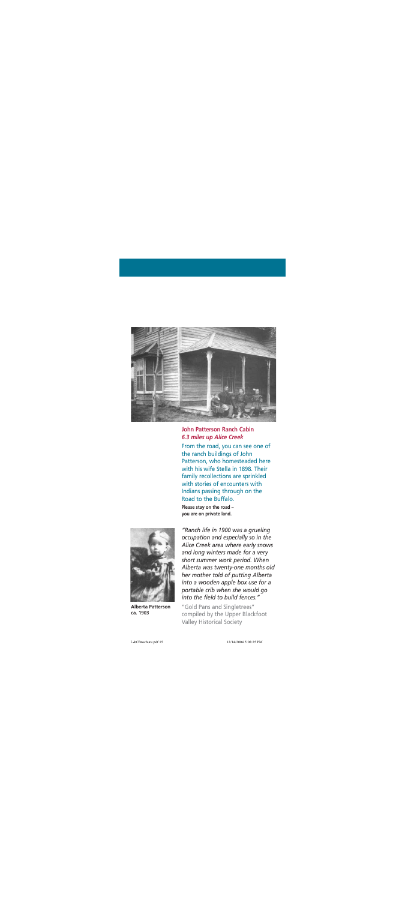## John Patterson Ranch Cabin

***6.3 miles up Alice Creek***

From the road, you can see one of the ranch buildings of John Patterson, who homesteaded here with his wife Stella in 1898. Their family recollections are sprinkled with stories of encounters with Indians passing through on the Road to the Buffalo.

**Please stay on the road – you are on private land.**

**Alberta Patterson ca. 1903**

*"Ranch life in 1900 was a grueling occupation and especially so in the Alice Creek area where early snows and long winters made for a very short summer work period. When Alberta was twenty-one months old her mother told of putting Alberta into a wooden apple box use for a portable crib when she would go into the field to build fences."*

"Gold Pans and Singletrees" compiled by the Upper Blackfoot Valley Historical Society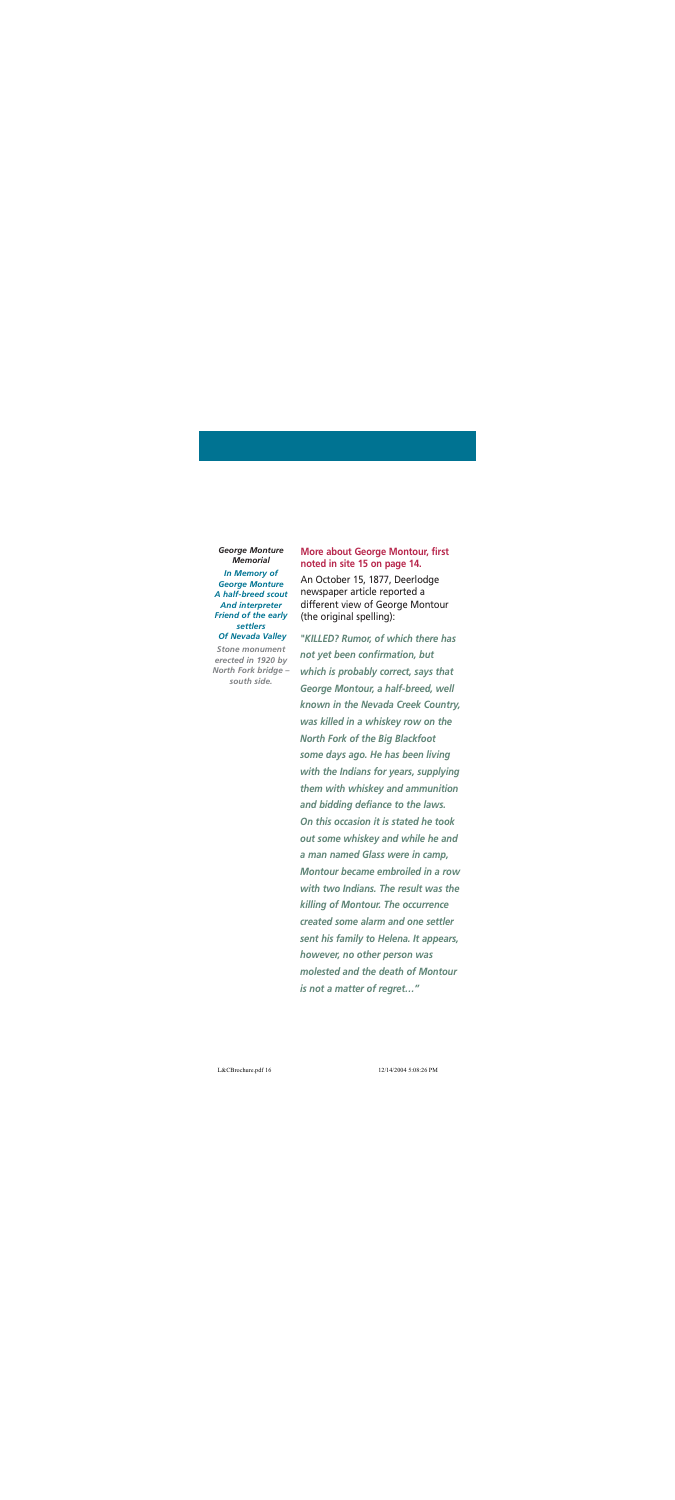***George Monture Memorial***

***In Memory of***
***George Monture***
***A half-breed scout***
***And interpreter***
***Friend of the early settlers***
***Of Nevada Valley***

*Stone monument erected in 1920 by North Fork bridge – south side.*

## More about George Montour, first noted in site 15 on page 14.

An October 15, 1877, Deerlodge newspaper article reported a different view of George Montour (the original spelling):

***"KILLED? Rumor, of which there has not yet been confirmation, but which is probably correct, says that George Montour, a half-breed, well known in the Nevada Creek Country, was killed in a whiskey row on the North Fork of the Big Blackfoot some days ago. He has been living with the Indians for years, supplying them with whiskey and ammunition and bidding defiance to the laws. On this occasion it is stated he took out some whiskey and while he and a man named Glass were in camp, Montour became embroiled in a row with two Indians. The result was the killing of Montour. The occurrence created some alarm and one settler sent his family to Helena. It appears, however, no other person was molested and the death of Montour is not a matter of regret…"***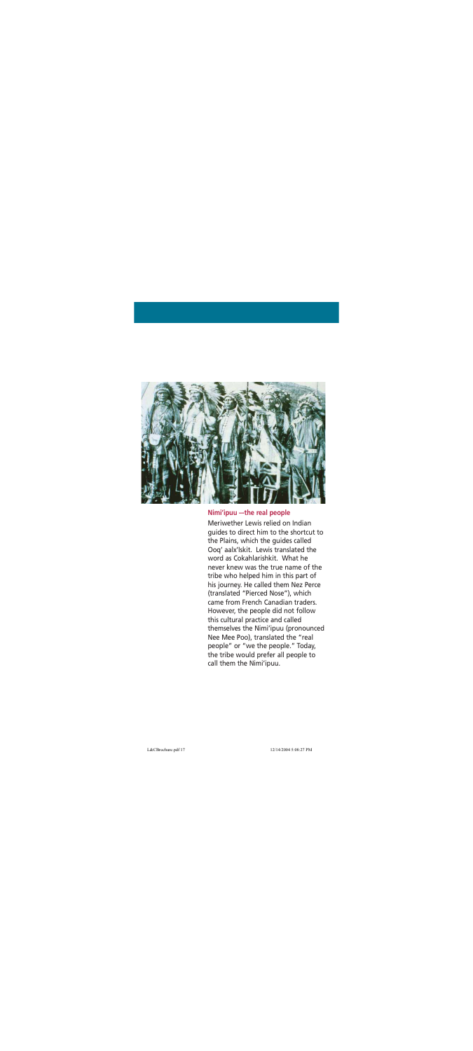## Nimi'ipuu —the real people

Meriwether Lewis relied on Indian guides to direct him to the shortcut to the Plains, which the guides called Ooq' aalx'lskit. Lewis translated the word as Cokahlarishkit. What he never knew was the true name of the tribe who helped him in this part of his journey. He called them Nez Perce (translated "Pierced Nose"), which came from French Canadian traders. However, the people did not follow this cultural practice and called themselves the Nimi'ipuu (pronounced Nee Mee Poo), translated the "real people" or "we the people." Today, the tribe would prefer all people to call them the Nimi'ipuu.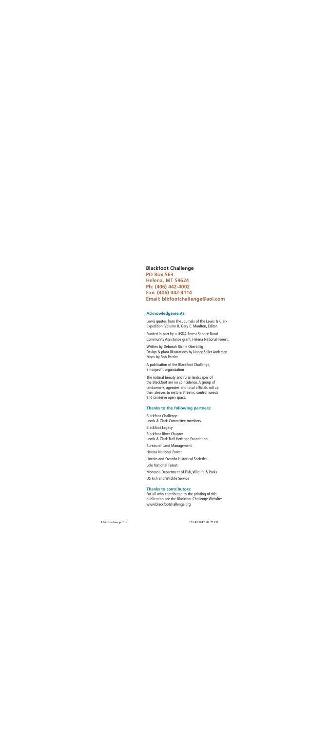## Blackfoot Challenge

**PO Box 563**
**Helena, MT 59624**
**Ph: (406) 442-4002**
**Fax: (406) 442-4114**
**Email: blkfootchallenge@aol.com**

### Acknowledgements:

Lewis quotes from The Journals of the Lewis & Clark Expedition, Volume 8, Gary E. Moulton, Editor.

Funded in part by a USDA Forest Service Rural Community Assistance grant, Helena National Forest.

Written by Deborah Richie Oberbillig
Design & plant illustrations by Nancy Seiler Anderson
Maps by Bob Perrier

A publication of the Blackfoot Challenge, a nonprofit organization

The natural beauty and rural landscapes of the Blackfoot are no coincidence. A group of landowners, agencies and local officials roll up their sleeves to restore streams, control weeds and conserve open space.

### Thanks to the following partners:

Blackfoot Challenge
Lewis & Clark Committee members

Blackfoot Legacy

Blackfoot River Chapter,
Lewis & Clark Trail Heritage Foundation

Bureau of Land Management

Helena National Forest

Lincoln and Ovando Historical Societies

Lolo National Forest

Montana Department of Fish, Wildlife & Parks

US Fish and Wildlife Service

### Thanks to contributors:

For all who contributed to the printing of this publication see the Blackfoot Challenge Website: www.blackfootchallenge.org